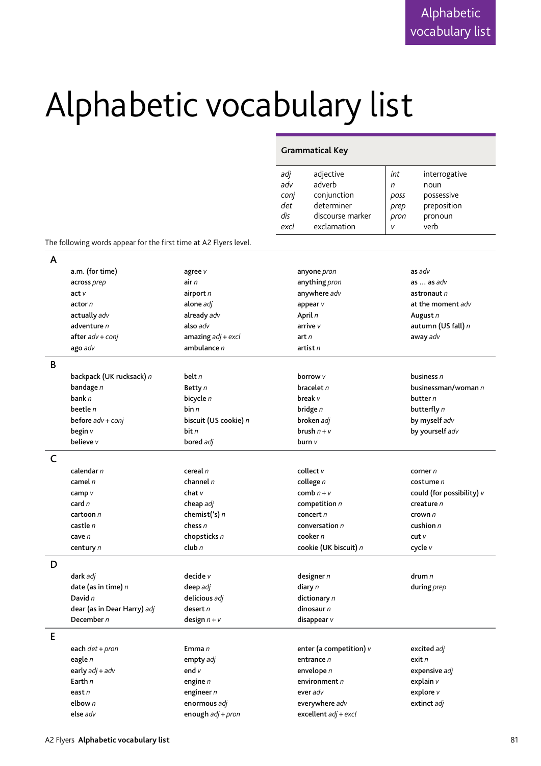# Alphabetic vocabulary list

**Grammatical Key**

| | | | |
|---|---|---|---|
| *adj* | adjective | *int* | interrogative |
| *adv* | adverb | *n* | noun |
| *conj* | conjunction | *poss* | possessive |
| *det* | determiner | *prep* | preposition |
| *dis* | discourse marker | *pron* | pronoun |
| *excl* | exclamation | *v* | verb |

The following words appear for the first time at A2 Flyers level.

## A

- a.m. (for time)
- across *prep*
- act *v*
- actor *n*
- actually *adv*
- adventure *n*
- after *adv + conj*
- ago *adv*
- agree *v*
- air *n*
- airport *n*
- alone *adj*
- already *adv*
- also *adv*
- amazing *adj + excl*
- ambulance *n*
- anyone *pron*
- anything *pron*
- anywhere *adv*
- appear *v*
- April *n*
- arrive *v*
- art *n*
- artist *n*
- as *adv*
- as … as *adv*
- astronaut *n*
- at the moment *adv*
- August *n*
- autumn (US fall) *n*
- away *adv*

## B

- backpack (UK rucksack) *n*
- bandage *n*
- bank *n*
- beetle *n*
- before *adv + conj*
- begin *v*
- believe *v*
- belt *n*
- Betty *n*
- bicycle *n*
- bin *n*
- biscuit (US cookie) *n*
- bit *n*
- bored *adj*
- borrow *v*
- bracelet *n*
- break *v*
- bridge *n*
- broken *adj*
- brush *n + v*
- burn *v*
- business *n*
- businessman/woman *n*
- butter *n*
- butterfly *n*
- by myself *adv*
- by yourself *adv*

## C

- calendar *n*
- camel *n*
- camp *v*
- card *n*
- cartoon *n*
- castle *n*
- cave *n*
- century *n*
- cereal *n*
- channel *n*
- chat *v*
- cheap *adj*
- chemist('s) *n*
- chess *n*
- chopsticks *n*
- club *n*
- collect *v*
- college *n*
- comb *n + v*
- competition *n*
- concert *n*
- conversation *n*
- cooker *n*
- cookie (UK biscuit) *n*
- corner *n*
- costume *n*
- could (for possibility) *v*
- creature *n*
- crown *n*
- cushion *n*
- cut *v*
- cycle *v*

## D

- dark *adj*
- date (as in time) *n*
- David *n*
- dear (as in Dear Harry) *adj*
- December *n*
- decide *v*
- deep *adj*
- delicious *adj*
- desert *n*
- design *n + v*
- designer *n*
- diary *n*
- dictionary *n*
- dinosaur *n*
- disappear *v*
- drum *n*
- during *prep*

## E

- each *det + pron*
- eagle *n*
- early *adj + adv*
- Earth *n*
- east *n*
- elbow *n*
- else *adv*
- Emma *n*
- empty *adj*
- end *v*
- engine *n*
- engineer *n*
- enormous *adj*
- enough *adj + pron*
- enter (a competition) *v*
- entrance *n*
- envelope *n*
- environment *n*
- ever *adv*
- everywhere *adv*
- excellent *adj + excl*
- excited *adj*
- exit *n*
- expensive *adj*
- explain *v*
- explore *v*
- extinct *adj*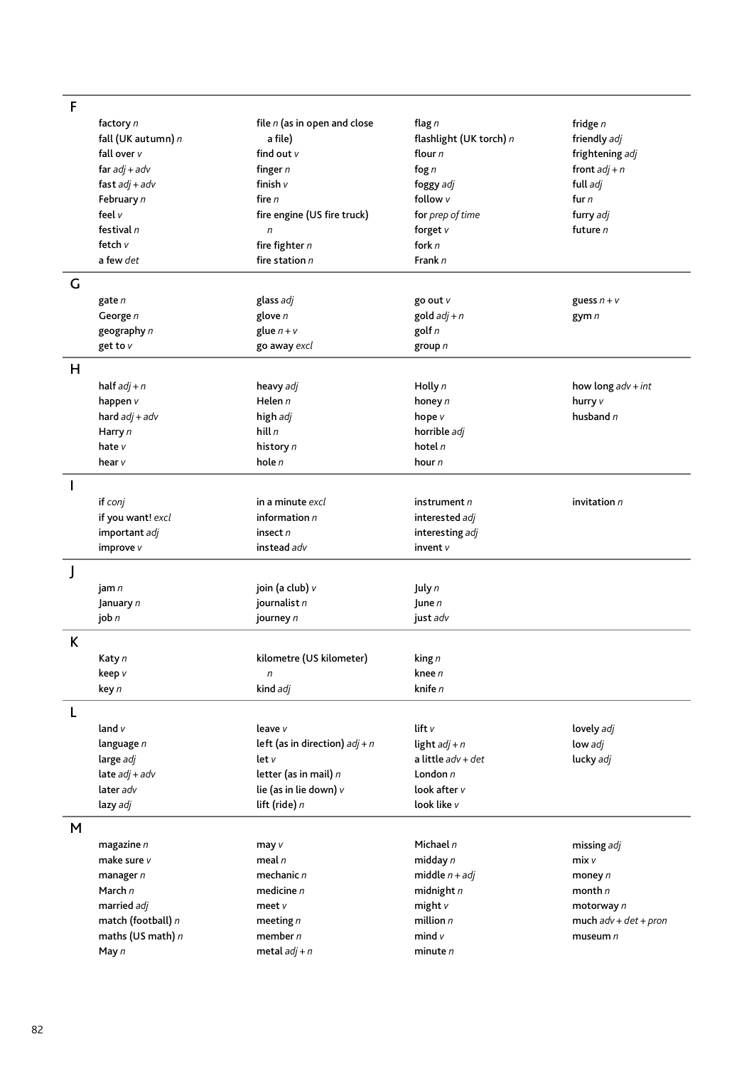## F

**factory** *n*
**fall (UK autumn)** *n*
**fall over** *v*
**far** *adj + adv*
**fast** *adj + adv*
**February** *n*
**feel** *v*
**festival** *n*
**fetch** *v*
**a few** *det*
**file** *n* **(as in open and close a file)**
**find out** *v*
**finger** *n*
**finish** *v*
**fire** *n*
**fire engine (US fire truck)** *n*
**fire fighter** *n*
**fire station** *n*
**flag** *n*
**flashlight (UK torch)** *n*
**flour** *n*
**fog** *n*
**foggy** *adj*
**follow** *v*
**for** *prep of time*
**forget** *v*
**fork** *n*
**Frank** *n*
**fridge** *n*
**friendly** *adj*
**frightening** *adj*
**front** *adj + n*
**full** *adj*
**fur** *n*
**furry** *adj*
**future** *n*

## G

**gate** *n*
**George** *n*
**geography** *n*
**get to** *v*
**glass** *adj*
**glove** *n*
**glue** *n + v*
**go away** *excl*
**go out** *v*
**gold** *adj + n*
**golf** *n*
**group** *n*
**guess** *n + v*
**gym** *n*

## H

**half** *adj + n*
**happen** *v*
**hard** *adj + adv*
**Harry** *n*
**hate** *v*
**hear** *v*
**heavy** *adj*
**Helen** *n*
**high** *adj*
**hill** *n*
**history** *n*
**hole** *n*
**Holly** *n*
**honey** *n*
**hope** *v*
**horrible** *adj*
**hotel** *n*
**hour** *n*
**how long** *adv + int*
**hurry** *v*
**husband** *n*

## I

**if** *conj*
**if you want!** *excl*
**important** *adj*
**improve** *v*
**in a minute** *excl*
**information** *n*
**insect** *n*
**instead** *adv*
**instrument** *n*
**interested** *adj*
**interesting** *adj*
**invent** *v*
**invitation** *n*

## J

**jam** *n*
**January** *n*
**job** *n*
**join (a club)** *v*
**journalist** *n*
**journey** *n*
**July** *n*
**June** *n*
**just** *adv*

## K

**Katy** *n*
**keep** *v*
**key** *n*
**kilometre (US kilometer)** *n*
**kind** *adj*
**king** *n*
**knee** *n*
**knife** *n*

## L

**land** *v*
**language** *n*
**large** *adj*
**late** *adj + adv*
**later** *adv*
**lazy** *adj*
**leave** *v*
**left (as in direction)** *adj + n*
**let** *v*
**letter (as in mail)** *n*
**lie (as in lie down)** *v*
**lift (ride)** *n*
**lift** *v*
**light** *adj + n*
**a little** *adv + det*
**London** *n*
**look after** *v*
**look like** *v*
**lovely** *adj*
**low** *adj*
**lucky** *adj*

## M

**magazine** *n*
**make sure** *v*
**manager** *n*
**March** *n*
**married** *adj*
**match (football)** *n*
**maths (US math)** *n*
**May** *n*
**may** *v*
**meal** *n*
**mechanic** *n*
**medicine** *n*
**meet** *v*
**meeting** *n*
**member** *n*
**metal** *adj + n*
**Michael** *n*
**midday** *n*
**middle** *n + adj*
**midnight** *n*
**might** *v*
**million** *n*
**mind** *v*
**minute** *n*
**missing** *adj*
**mix** *v*
**money** *n*
**month** *n*
**motorway** *n*
**much** *adv + det + pron*
**museum** *n*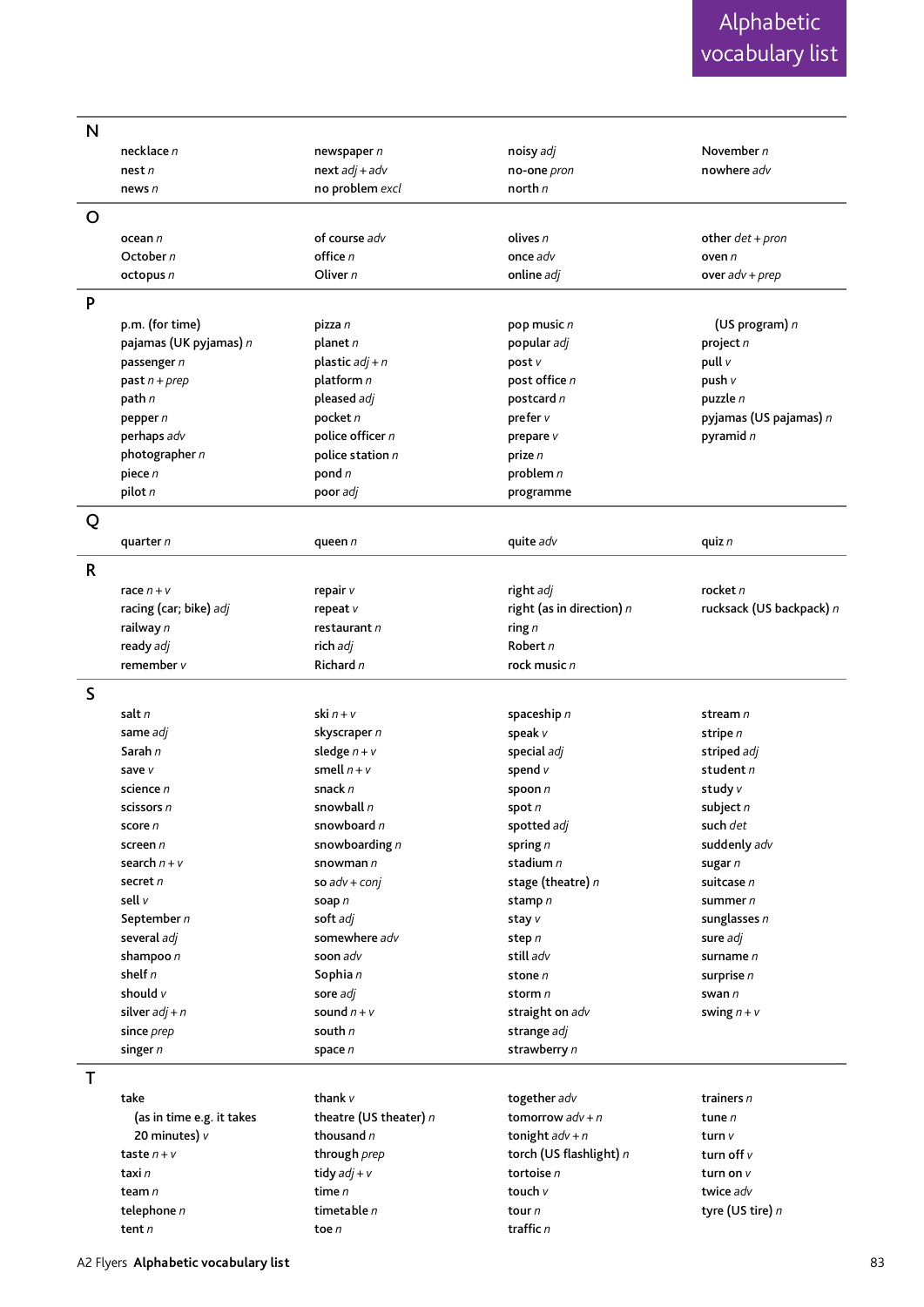# Alphabetic vocabulary list

## N

necklace *n*
nest *n*
news *n*
newspaper *n*
next *adj + adv*
no problem *excl*
noisy *adj*
no-one *pron*
north *n*
November *n*
nowhere *adv*

## O

ocean *n*
October *n*
octopus *n*
of course *adv*
office *n*
Oliver *n*
olives *n*
once *adv*
online *adj*
other *det + pron*
oven *n*
over *adv + prep*

## P

p.m. (for time)
pajamas (UK pyjamas) *n*
passenger *n*
past *n + prep*
path *n*
pepper *n*
perhaps *adv*
photographer *n*
piece *n*
pilot *n*
pizza *n*
planet *n*
plastic *adj + n*
platform *n*
pleased *adj*
pocket *n*
police officer *n*
police station *n*
pond *n*
poor *adj*
pop music *n*
popular *adj*
post *v*
post office *n*
postcard *n*
prefer *v*
prepare *v*
prize *n*
problem *n*
programme (US program) *n*
project *n*
pull *v*
push *v*
puzzle *n*
pyjamas (US pajamas) *n*
pyramid *n*

## Q

quarter *n*
queen *n*
quite *adv*
quiz *n*

## R

race *n + v*
racing (car; bike) *adj*
railway *n*
ready *adj*
remember *v*
repair *v*
repeat *v*
restaurant *n*
rich *adj*
Richard *n*
right *adj*
right (as in direction) *n*
ring *n*
Robert *n*
rock music *n*
rocket *n*
rucksack (US backpack) *n*

## S

salt *n*
same *adj*
Sarah *n*
save *v*
science *n*
scissors *n*
score *n*
screen *n*
search *n + v*
secret *n*
sell *v*
September *n*
several *adj*
shampoo *n*
shelf *n*
should *v*
silver *adj + n*
since *prep*
singer *n*
ski *n + v*
skyscraper *n*
sledge *n + v*
smell *n + v*
snack *n*
snowball *n*
snowboard *n*
snowboarding *n*
snowman *n*
so *adv + conj*
soap *n*
soft *adj*
somewhere *adv*
soon *adv*
Sophia *n*
sore *adj*
sound *n + v*
south *n*
space *n*
spaceship *n*
speak *v*
special *adj*
spend *v*
spoon *n*
spot *n*
spotted *adj*
spring *n*
stadium *n*
stage (theatre) *n*
stamp *n*
stay *v*
step *n*
still *adv*
stone *n*
storm *n*
straight on *adv*
strange *adj*
strawberry *n*
stream *n*
stripe *n*
striped *adj*
student *n*
study *v*
subject *n*
such *det*
suddenly *adv*
sugar *n*
suitcase *n*
summer *n*
sunglasses *n*
sure *adj*
surname *n*
surprise *n*
swan *n*
swing *n + v*

## T

take (as in time e.g. it takes 20 minutes) *v*
taste *n + v*
taxi *n*
team *n*
telephone *n*
tent *n*
thank *v*
theatre (US theater) *n*
thousand *n*
through *prep*
tidy *adj + v*
time *n*
timetable *n*
toe *n*
together *adv*
tomorrow *adv + n*
tonight *adv + n*
torch (US flashlight) *n*
tortoise *n*
touch *v*
tour *n*
traffic *n*
trainers *n*
tune *n*
turn *v*
turn off *v*
turn on *v*
twice *adv*
tyre (US tire) *n*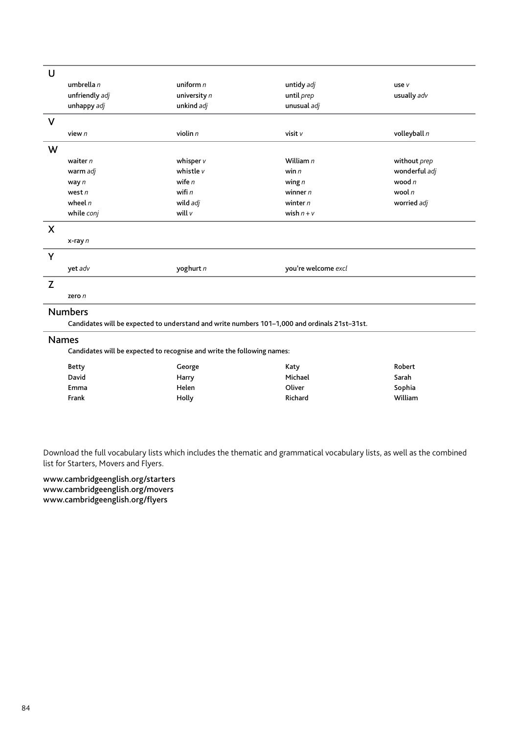## U

| | | | |
|---|---|---|---|
| umbrella *n* | uniform *n* | untidy *adj* | use *v* |
| unfriendly *adj* | university *n* | until *prep* | usually *adv* |
| unhappy *adj* | unkind *adj* | unusual *adj* | |

## V

| | | | |
|---|---|---|---|
| view *n* | violin *n* | visit *v* | volleyball *n* |

## W

| | | | |
|---|---|---|---|
| waiter *n* | whisper *v* | William *n* | without *prep* |
| warm *adj* | whistle *v* | win *n* | wonderful *adj* |
| way *n* | wife *n* | wing *n* | wood *n* |
| west *n* | wifi *n* | winner *n* | wool *n* |
| wheel *n* | wild *adj* | winter *n* | worried *adj* |
| while *conj* | will *v* | wish *n + v* | |

## X

| | | | |
|---|---|---|---|
| x-ray *n* | | | |

## Y

| | | | |
|---|---|---|---|
| yet *adv* | yoghurt *n* | you're welcome *excl* | |

## Z

| | | | |
|---|---|---|---|
| zero *n* | | | |

## Numbers

Candidates will be expected to understand and write numbers 101–1,000 and ordinals 21st–31st.

## Names

Candidates will be expected to recognise and write the following names:

| | | | |
|---|---|---|---|
| Betty | George | Katy | Robert |
| David | Harry | Michael | Sarah |
| Emma | Helen | Oliver | Sophia |
| Frank | Holly | Richard | William |

Download the full vocabulary lists which includes the thematic and grammatical vocabulary lists, as well as the combined list for Starters, Movers and Flyers.

www.cambridgeenglish.org/starters
www.cambridgeenglish.org/movers
www.cambridgeenglish.org/flyers